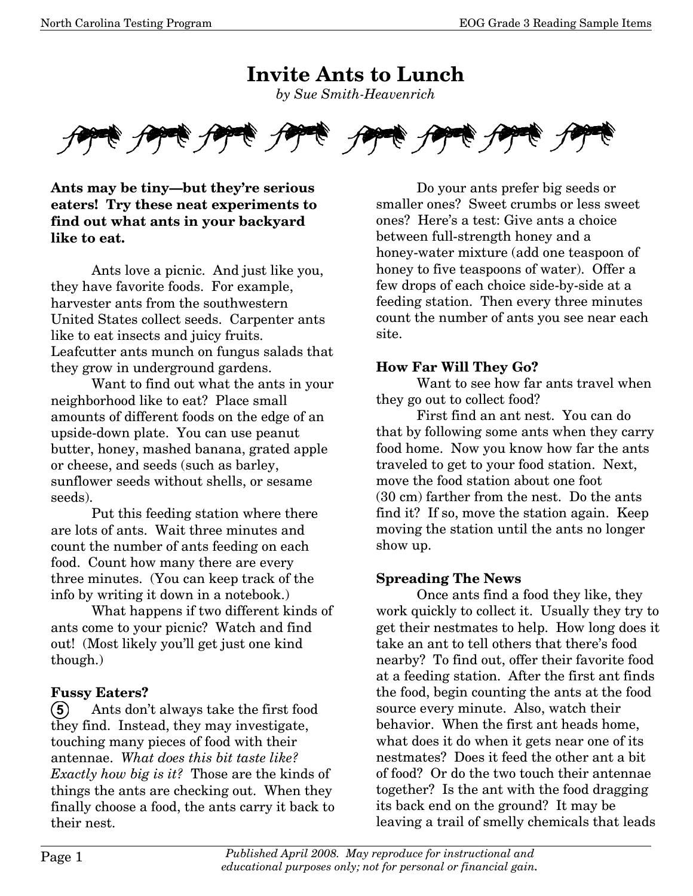# Invite Ants to Lunch

*by Sue Smith-Heavenrich*

**Ants may be tiny—but they're serious eaters! Try these neat experiments to find out what ants in your backyard like to eat.**

Ants love a picnic. And just like you, they have favorite foods. For example, harvester ants from the southwestern United States collect seeds. Carpenter ants like to eat insects and juicy fruits. Leafcutter ants munch on fungus salads that they grow in underground gardens.

Want to find out what the ants in your neighborhood like to eat? Place small amounts of different foods on the edge of an upside-down plate. You can use peanut butter, honey, mashed banana, grated apple or cheese, and seeds (such as barley, sunflower seeds without shells, or sesame seeds).

Put this feeding station where there are lots of ants. Wait three minutes and count the number of ants feeding on each food. Count how many there are every three minutes. (You can keep track of the info by writing it down in a notebook.)

What happens if two different kinds of ants come to your picnic? Watch and find out! (Most likely you'll get just one kind though.)

**Fussy Eaters?**

(5) Ants don't always take the first food they find. Instead, they may investigate, touching many pieces of food with their antennae. *What does this bit taste like? Exactly how big is it?* Those are the kinds of things the ants are checking out. When they finally choose a food, the ants carry it back to their nest.

Do your ants prefer big seeds or smaller ones? Sweet crumbs or less sweet ones? Here's a test: Give ants a choice between full-strength honey and a honey-water mixture (add one teaspoon of honey to five teaspoons of water). Offer a few drops of each choice side-by-side at a feeding station. Then every three minutes count the number of ants you see near each site.

**How Far Will They Go?**

Want to see how far ants travel when they go out to collect food?

First find an ant nest. You can do that by following some ants when they carry food home. Now you know how far the ants traveled to get to your food station. Next, move the food station about one foot (30 cm) farther from the nest. Do the ants find it? If so, move the station again. Keep moving the station until the ants no longer show up.

**Spreading The News**

Once ants find a food they like, they work quickly to collect it. Usually they try to get their nestmates to help. How long does it take an ant to tell others that there's food nearby? To find out, offer their favorite food at a feeding station. After the first ant finds the food, begin counting the ants at the food source every minute. Also, watch their behavior. When the first ant heads home, what does it do when it gets near one of its nestmates? Does it feed the other ant a bit of food? Or do the two touch their antennae together? Is the ant with the food dragging its back end on the ground? It may be leaving a trail of smelly chemicals that leads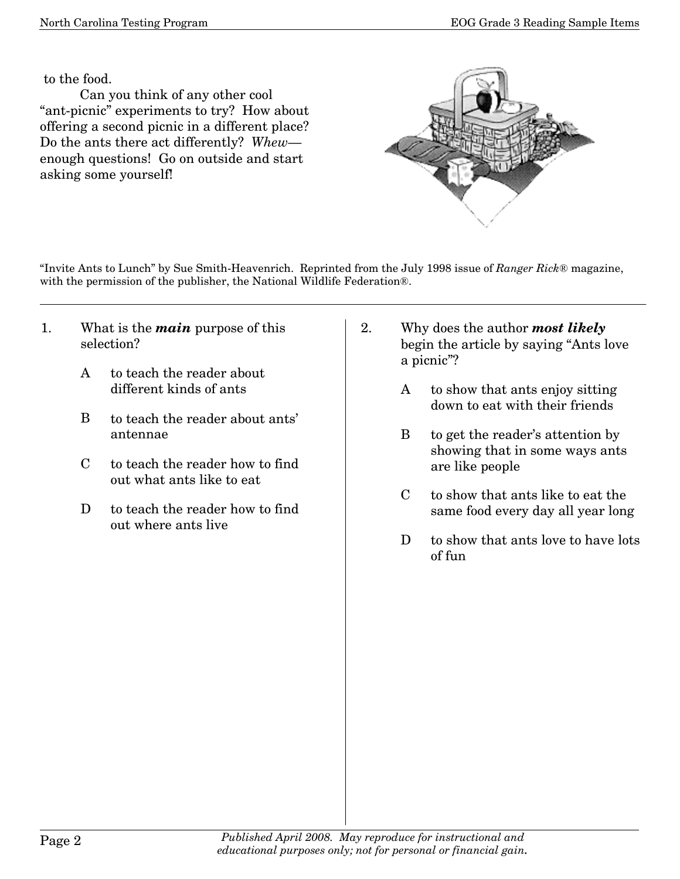to the food.

Can you think of any other cool "ant-picnic" experiments to try? How about offering a second picnic in a different place? Do the ants there act differently? *Whew*—enough questions! Go on outside and start asking some yourself!

"Invite Ants to Lunch" by Sue Smith-Heavenrich. Reprinted from the July 1998 issue of *Ranger Rick*® magazine, with the permission of the publisher, the National Wildlife Federation®.

---

1. What is the ***main*** purpose of this selection?

   A to teach the reader about different kinds of ants

   B to teach the reader about ants' antennae

   C to teach the reader how to find out what ants like to eat

   D to teach the reader how to find out where ants live

2. Why does the author ***most likely*** begin the article by saying "Ants love a picnic"?

   A to show that ants enjoy sitting down to eat with their friends

   B to get the reader's attention by showing that in some ways ants are like people

   C to show that ants like to eat the same food every day all year long

   D to show that ants love to have lots of fun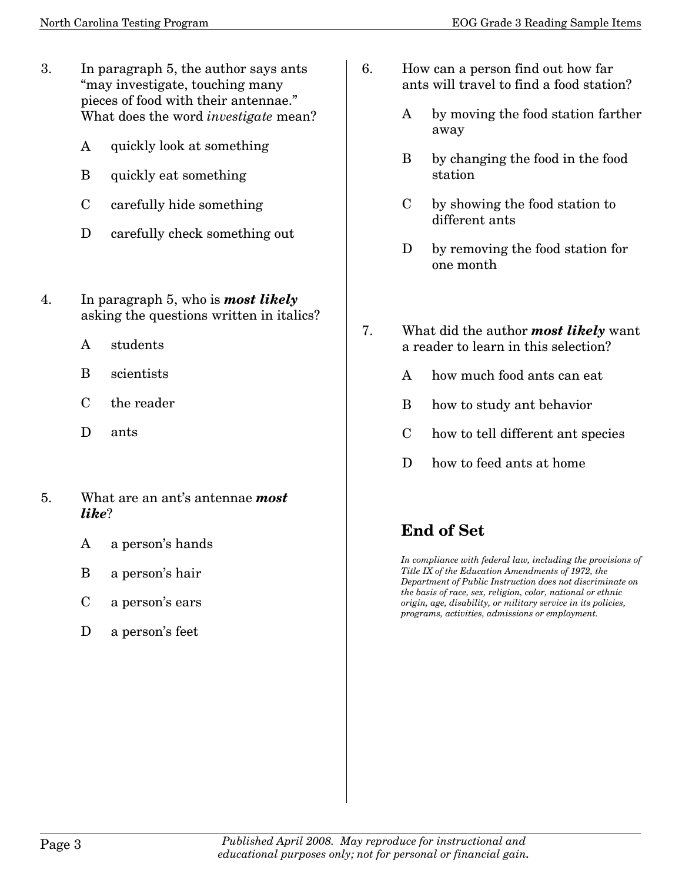3. In paragraph 5, the author says ants "may investigate, touching many pieces of food with their antennae." What does the word *investigate* mean?

   A quickly look at something

   B quickly eat something

   C carefully hide something

   D carefully check something out

4. In paragraph 5, who is ***most likely*** asking the questions written in italics?

   A students

   B scientists

   C the reader

   D ants

5. What are an ant's antennae ***most like***?

   A a person's hands

   B a person's hair

   C a person's ears

   D a person's feet

6. How can a person find out how far ants will travel to find a food station?

   A by moving the food station farther away

   B by changing the food in the food station

   C by showing the food station to different ants

   D by removing the food station for one month

7. What did the author ***most likely*** want a reader to learn in this selection?

   A how much food ants can eat

   B how to study ant behavior

   C how to tell different ant species

   D how to feed ants at home

## End of Set

*In compliance with federal law, including the provisions of Title IX of the Education Amendments of 1972, the Department of Public Instruction does not discriminate on the basis of race, sex, religion, color, national or ethnic origin, age, disability, or military service in its policies, programs, activities, admissions or employment.*

*Published April 2008. May reproduce for instructional and educational purposes only; not for personal or financial gain.*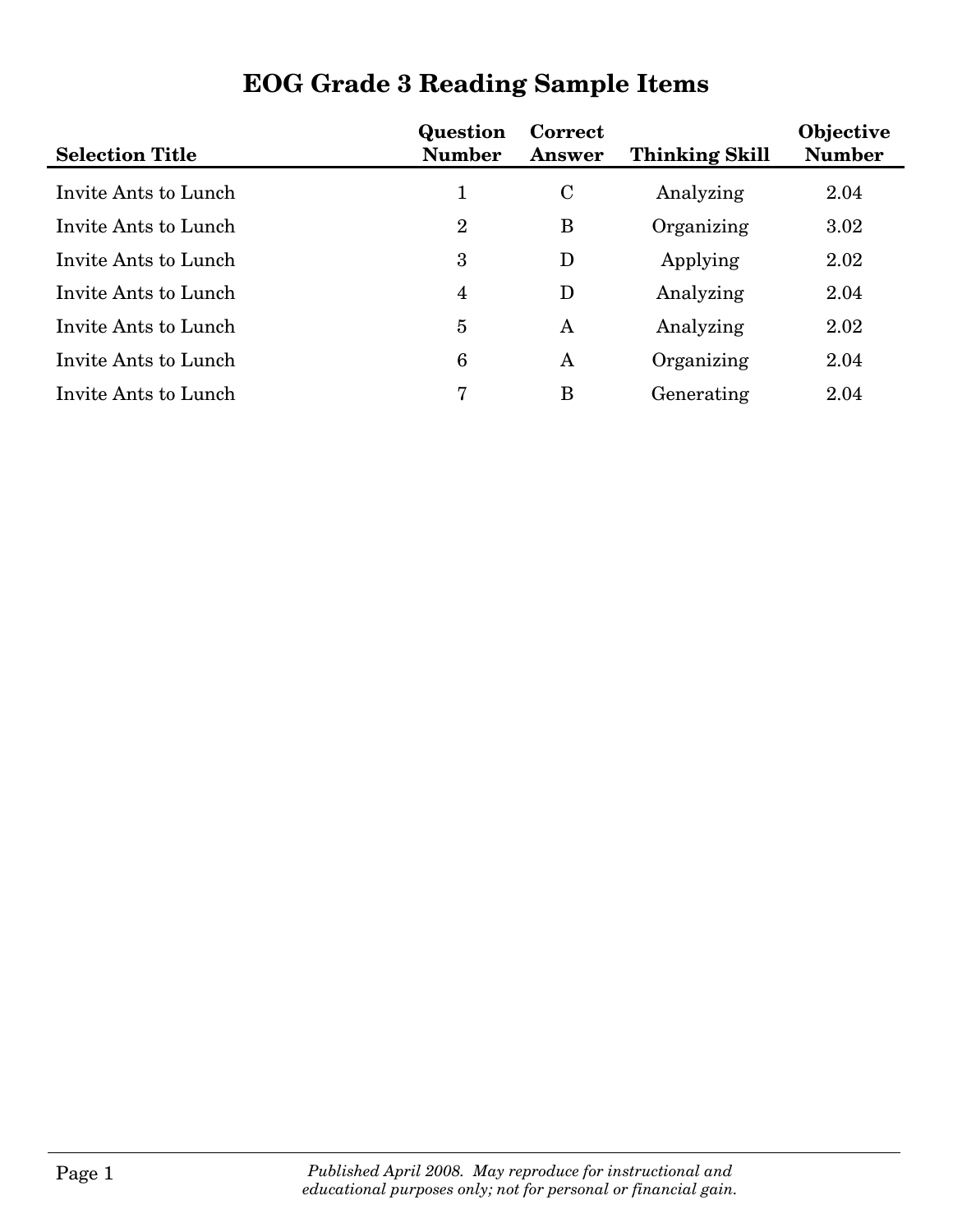# EOG Grade 3 Reading Sample Items

| Selection Title | Question Number | Correct Answer | Thinking Skill | Objective Number |
|---|---|---|---|---|
| Invite Ants to Lunch | 1 | C | Analyzing | 2.04 |
| Invite Ants to Lunch | 2 | B | Organizing | 3.02 |
| Invite Ants to Lunch | 3 | D | Applying | 2.02 |
| Invite Ants to Lunch | 4 | D | Analyzing | 2.04 |
| Invite Ants to Lunch | 5 | A | Analyzing | 2.02 |
| Invite Ants to Lunch | 6 | A | Organizing | 2.04 |
| Invite Ants to Lunch | 7 | B | Generating | 2.04 |

*Published April 2008. May reproduce for instructional and educational purposes only; not for personal or financial gain.*